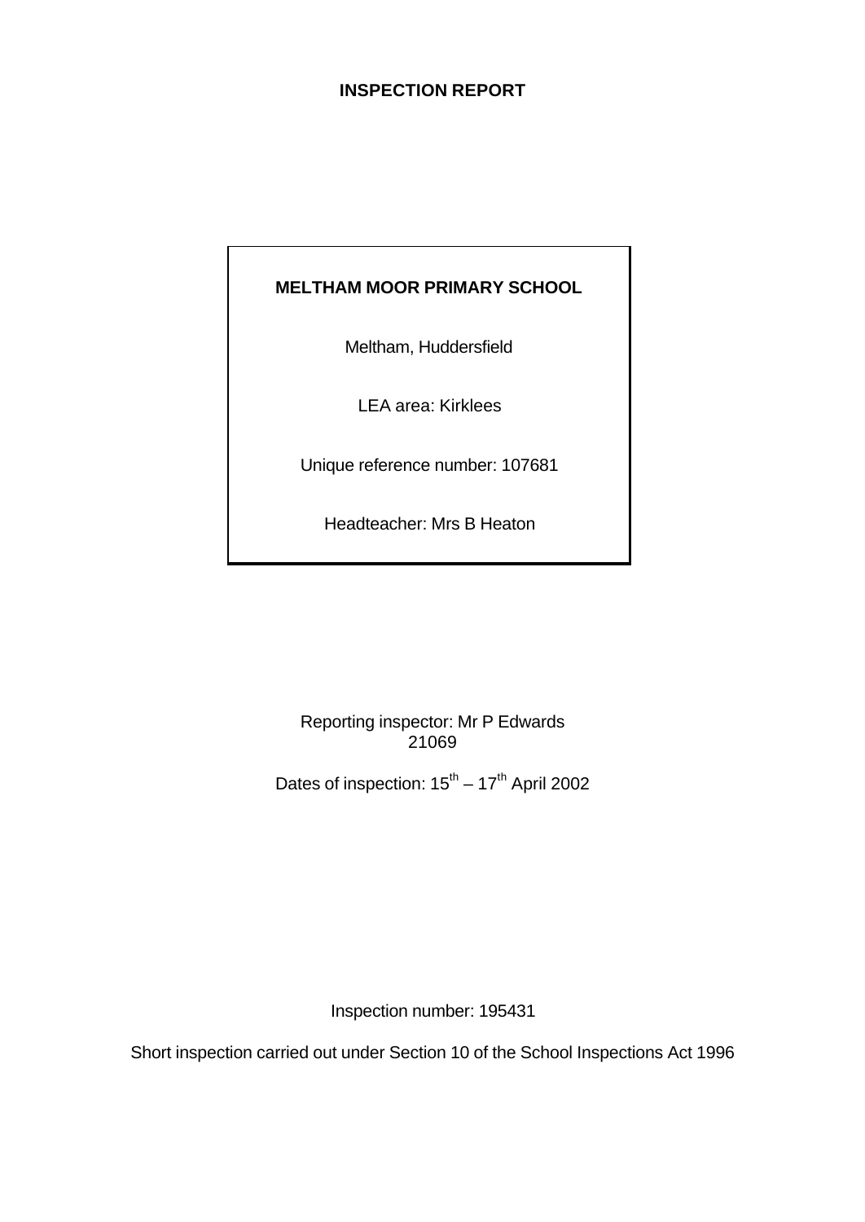# INSPECTION REPORT

**MELTHAM MOOR PRIMARY SCHOOL**

Meltham, Huddersfield

LEA area: Kirklees

Unique reference number: 107681

Headteacher: Mrs B Heaton

Reporting inspector: Mr P Edwards
21069

Dates of inspection: 15th – 17th April 2002

Inspection number: 195431

Short inspection carried out under Section 10 of the School Inspections Act 1996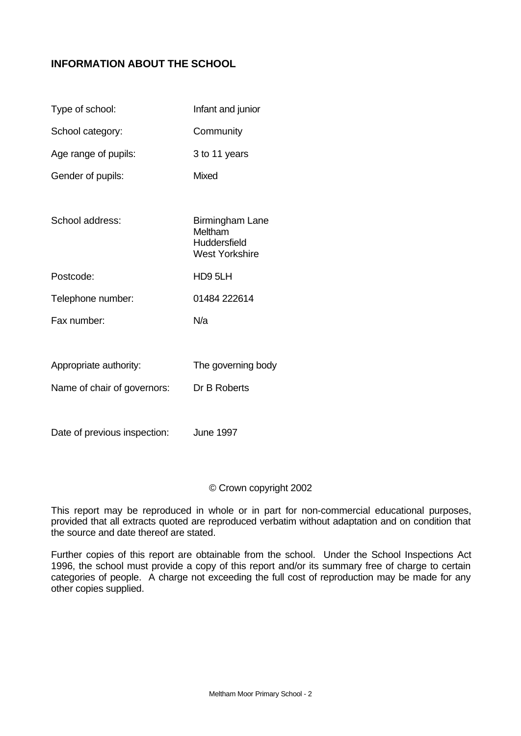## INFORMATION ABOUT THE SCHOOL

| | |
|---|---|
| Type of school: | Infant and junior |
| School category: | Community |
| Age range of pupils: | 3 to 11 years |
| Gender of pupils: | Mixed |
| School address: | Birmingham Lane<br>Meltham<br>Huddersfield<br>West Yorkshire |
| Postcode: | HD9 5LH |
| Telephone number: | 01484 222614 |
| Fax number: | N/a |
| Appropriate authority: | The governing body |
| Name of chair of governors: | Dr B Roberts |
| Date of previous inspection: | June 1997 |

© Crown copyright 2002

This report may be reproduced in whole or in part for non-commercial educational purposes, provided that all extracts quoted are reproduced verbatim without adaptation and on condition that the source and date thereof are stated.

Further copies of this report are obtainable from the school. Under the School Inspections Act 1996, the school must provide a copy of this report and/or its summary free of charge to certain categories of people. A charge not exceeding the full cost of reproduction may be made for any other copies supplied.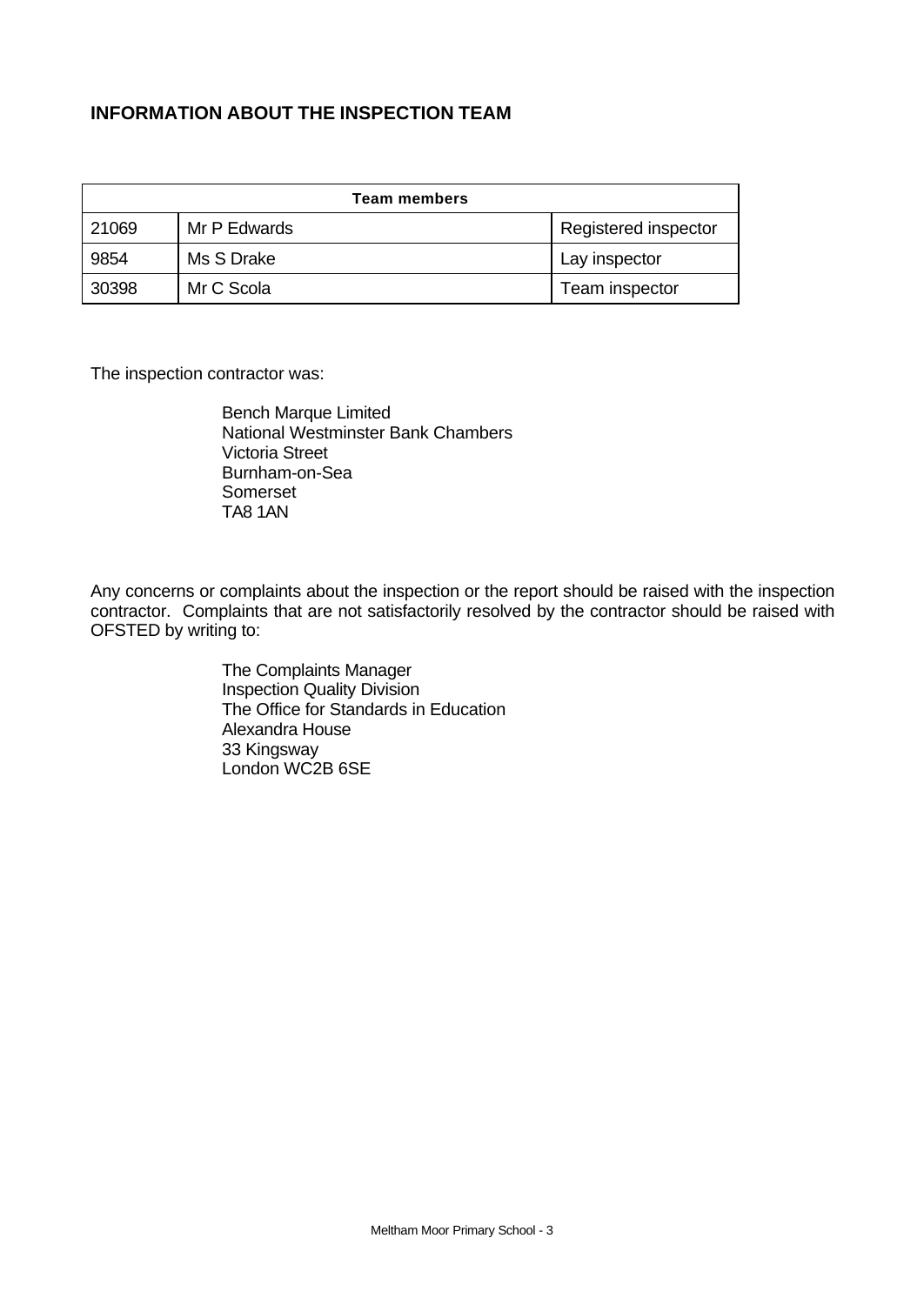## INFORMATION ABOUT THE INSPECTION TEAM

| Team members | | |
|---|---|---|
| 21069 | Mr P Edwards | Registered inspector |
| 9854 | Ms S Drake | Lay inspector |
| 30398 | Mr C Scola | Team inspector |

The inspection contractor was:

Bench Marque Limited
National Westminster Bank Chambers
Victoria Street
Burnham-on-Sea
Somerset
TA8 1AN

Any concerns or complaints about the inspection or the report should be raised with the inspection contractor. Complaints that are not satisfactorily resolved by the contractor should be raised with OFSTED by writing to:

The Complaints Manager
Inspection Quality Division
The Office for Standards in Education
Alexandra House
33 Kingsway
London WC2B 6SE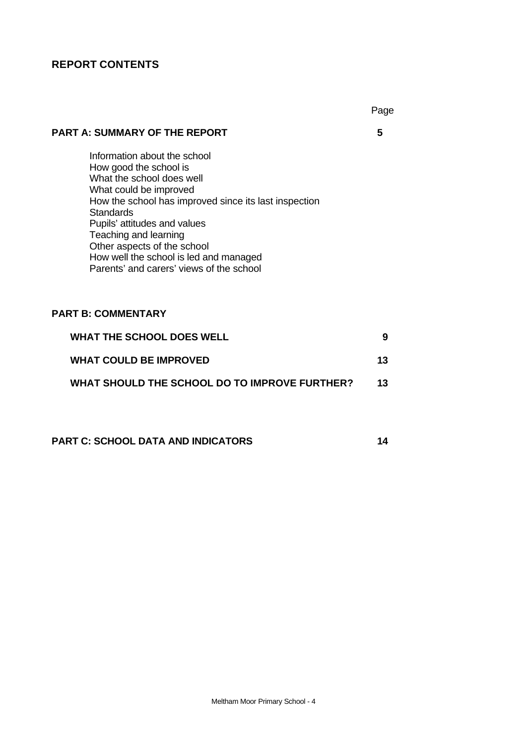## REPORT CONTENTS

| | Page |
|---|---|
| **PART A: SUMMARY OF THE REPORT** | **5** |
| Information about the school<br>How good the school is<br>What the school does well<br>What could be improved<br>How the school has improved since its last inspection<br>Standards<br>Pupils' attitudes and values<br>Teaching and learning<br>Other aspects of the school<br>How well the school is led and managed<br>Parents' and carers' views of the school | |
| **PART B: COMMENTARY** | |
| **WHAT THE SCHOOL DOES WELL** | **9** |
| **WHAT COULD BE IMPROVED** | **13** |
| **WHAT SHOULD THE SCHOOL DO TO IMPROVE FURTHER?** | **13** |
| **PART C: SCHOOL DATA AND INDICATORS** | **14** |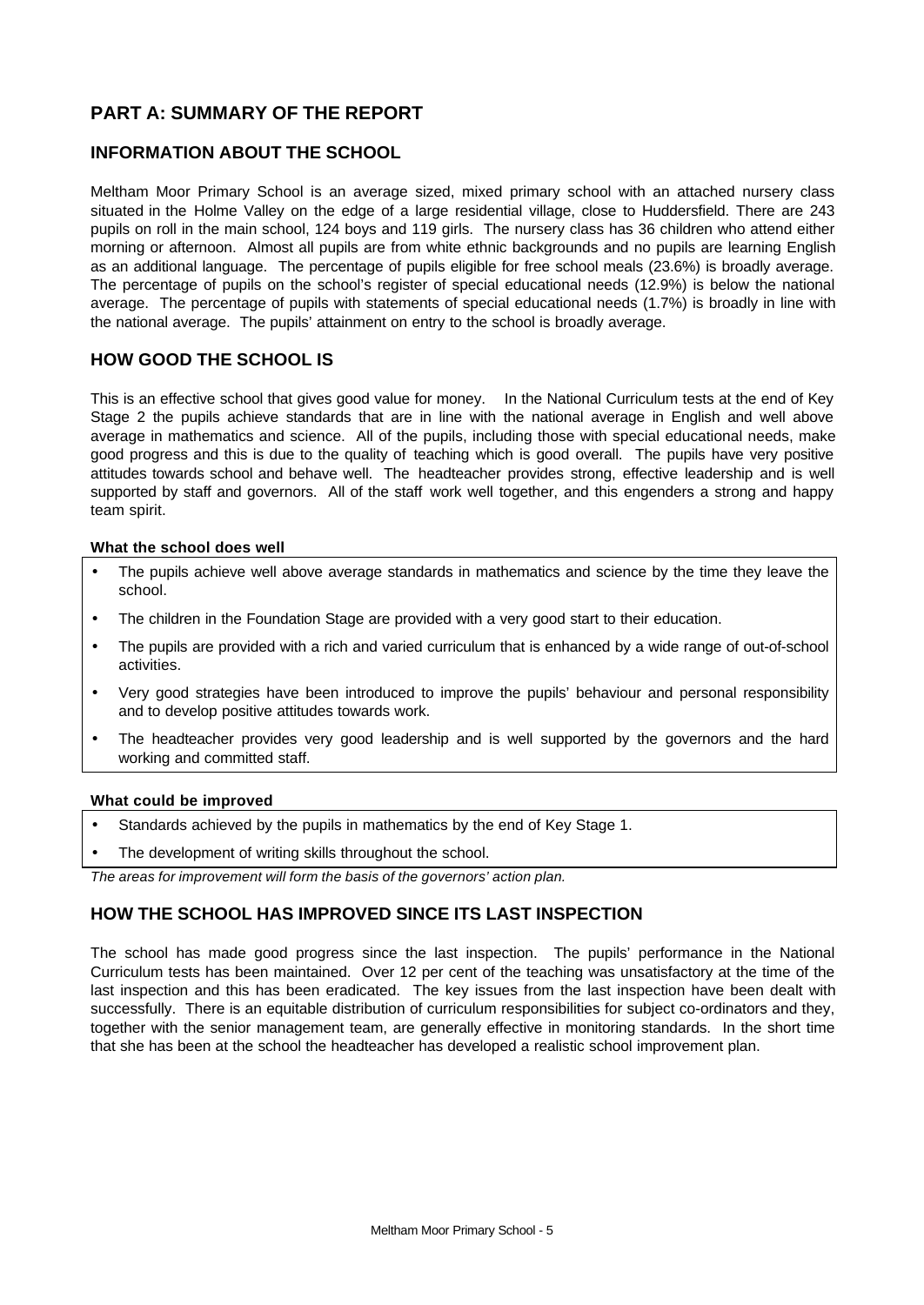## PART A: SUMMARY OF THE REPORT

### INFORMATION ABOUT THE SCHOOL

Meltham Moor Primary School is an average sized, mixed primary school with an attached nursery class situated in the Holme Valley on the edge of a large residential village, close to Huddersfield. There are 243 pupils on roll in the main school, 124 boys and 119 girls. The nursery class has 36 children who attend either morning or afternoon. Almost all pupils are from white ethnic backgrounds and no pupils are learning English as an additional language. The percentage of pupils eligible for free school meals (23.6%) is broadly average. The percentage of pupils on the school's register of special educational needs (12.9%) is below the national average. The percentage of pupils with statements of special educational needs (1.7%) is broadly in line with the national average. The pupils' attainment on entry to the school is broadly average.

### HOW GOOD THE SCHOOL IS

This is an effective school that gives good value for money. In the National Curriculum tests at the end of Key Stage 2 the pupils achieve standards that are in line with the national average in English and well above average in mathematics and science. All of the pupils, including those with special educational needs, make good progress and this is due to the quality of teaching which is good overall. The pupils have very positive attitudes towards school and behave well. The headteacher provides strong, effective leadership and is well supported by staff and governors. All of the staff work well together, and this engenders a strong and happy team spirit.

**What the school does well**

- The pupils achieve well above average standards in mathematics and science by the time they leave the school.
- The children in the Foundation Stage are provided with a very good start to their education.
- The pupils are provided with a rich and varied curriculum that is enhanced by a wide range of out-of-school activities.
- Very good strategies have been introduced to improve the pupils' behaviour and personal responsibility and to develop positive attitudes towards work.
- The headteacher provides very good leadership and is well supported by the governors and the hard working and committed staff.

**What could be improved**

- Standards achieved by the pupils in mathematics by the end of Key Stage 1.
- The development of writing skills throughout the school.

*The areas for improvement will form the basis of the governors' action plan.*

### HOW THE SCHOOL HAS IMPROVED SINCE ITS LAST INSPECTION

The school has made good progress since the last inspection. The pupils' performance in the National Curriculum tests has been maintained. Over 12 per cent of the teaching was unsatisfactory at the time of the last inspection and this has been eradicated. The key issues from the last inspection have been dealt with successfully. There is an equitable distribution of curriculum responsibilities for subject co-ordinators and they, together with the senior management team, are generally effective in monitoring standards. In the short time that she has been at the school the headteacher has developed a realistic school improvement plan.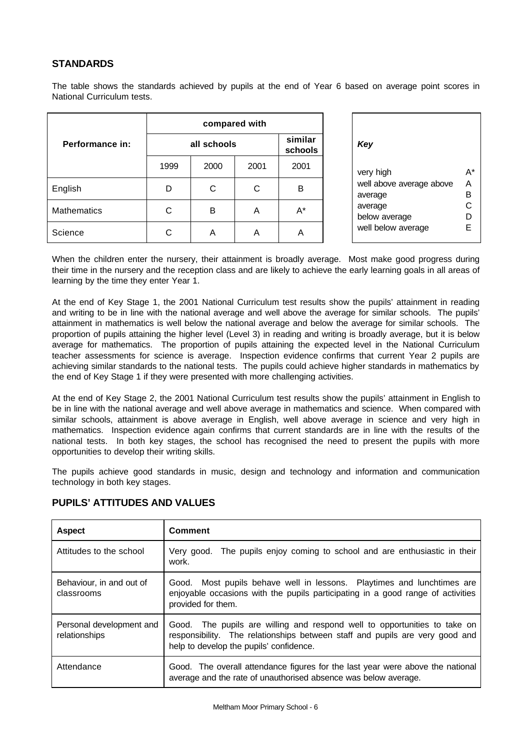## STANDARDS

The table shows the standards achieved by pupils at the end of Year 6 based on average point scores in National Curriculum tests.

| Performance in: | compared with | | | |
|---|---|---|---|---|
| | all schools | | | similar schools |
| | 1999 | 2000 | 2001 | 2001 |
| English | D | C | C | B |
| Mathematics | C | B | A | A* |
| Science | C | A | A | A |

| *Key* | |
|---|---|
| very high | A* |
| well above average | A |
| above average | B |
| average | C |
| below average | D |
| well below average | E |

When the children enter the nursery, their attainment is broadly average. Most make good progress during their time in the nursery and the reception class and are likely to achieve the early learning goals in all areas of learning by the time they enter Year 1.

At the end of Key Stage 1, the 2001 National Curriculum test results show the pupils' attainment in reading and writing to be in line with the national average and well above the average for similar schools. The pupils' attainment in mathematics is well below the national average and below the average for similar schools. The proportion of pupils attaining the higher level (Level 3) in reading and writing is broadly average, but it is below average for mathematics. The proportion of pupils attaining the expected level in the National Curriculum teacher assessments for science is average. Inspection evidence confirms that current Year 2 pupils are achieving similar standards to the national tests. The pupils could achieve higher standards in mathematics by the end of Key Stage 1 if they were presented with more challenging activities.

At the end of Key Stage 2, the 2001 National Curriculum test results show the pupils' attainment in English to be in line with the national average and well above average in mathematics and science. When compared with similar schools, attainment is above average in English, well above average in science and very high in mathematics. Inspection evidence again confirms that current standards are in line with the results of the national tests. In both key stages, the school has recognised the need to present the pupils with more opportunities to develop their writing skills.

The pupils achieve good standards in music, design and technology and information and communication technology in both key stages.

## PUPILS' ATTITUDES AND VALUES

| Aspect | Comment |
|---|---|
| Attitudes to the school | Very good. The pupils enjoy coming to school and are enthusiastic in their work. |
| Behaviour, in and out of classrooms | Good. Most pupils behave well in lessons. Playtimes and lunchtimes are enjoyable occasions with the pupils participating in a good range of activities provided for them. |
| Personal development and relationships | Good. The pupils are willing and respond well to opportunities to take on responsibility. The relationships between staff and pupils are very good and help to develop the pupils' confidence. |
| Attendance | Good. The overall attendance figures for the last year were above the national average and the rate of unauthorised absence was below average. |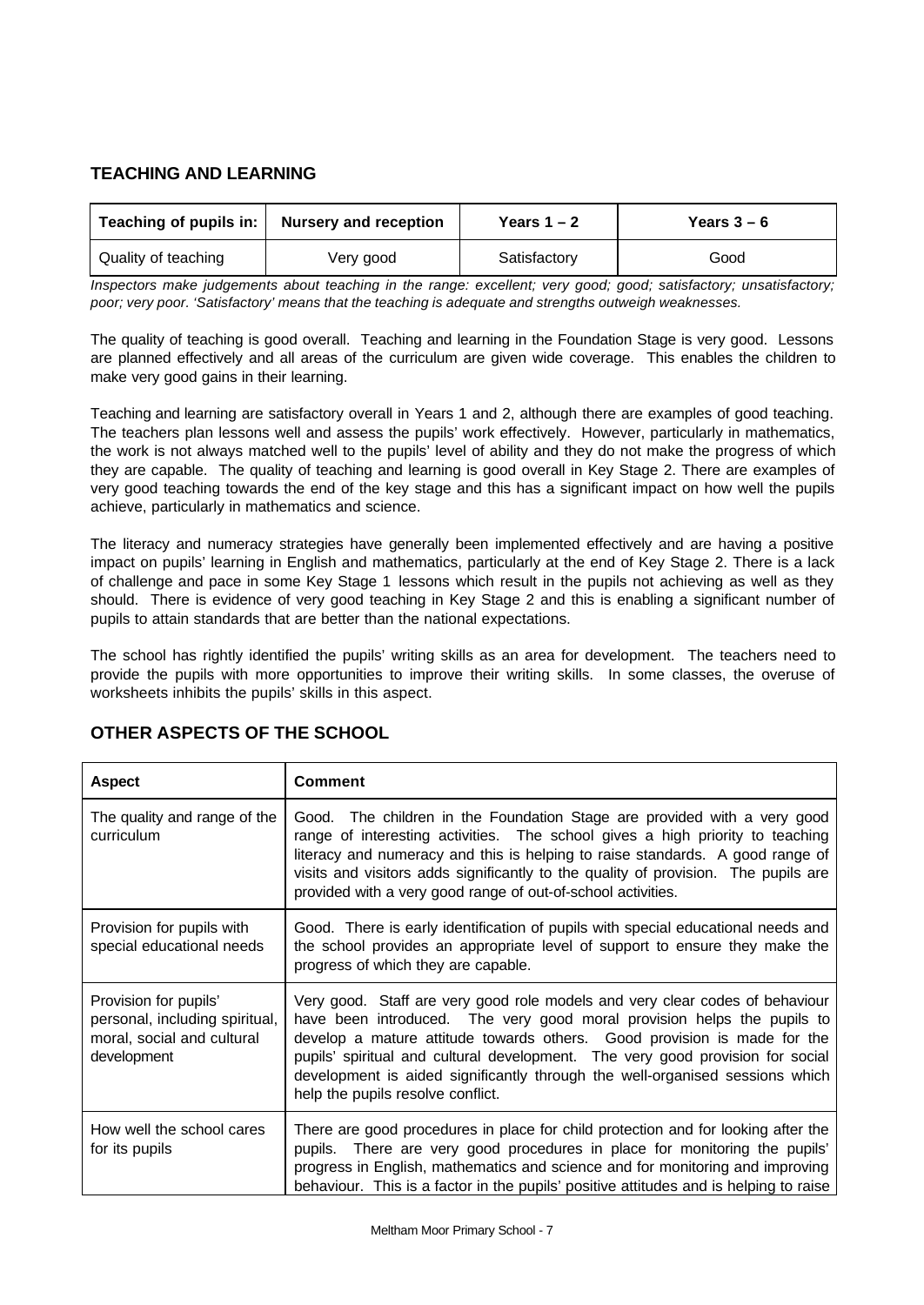## TEACHING AND LEARNING

| Teaching of pupils in: | Nursery and reception | Years 1 – 2 | Years 3 – 6 |
| --- | --- | --- | --- |
| Quality of teaching | Very good | Satisfactory | Good |

*Inspectors make judgements about teaching in the range: excellent; very good; good; satisfactory; unsatisfactory; poor; very poor. 'Satisfactory' means that the teaching is adequate and strengths outweigh weaknesses.*

The quality of teaching is good overall. Teaching and learning in the Foundation Stage is very good. Lessons are planned effectively and all areas of the curriculum are given wide coverage. This enables the children to make very good gains in their learning.

Teaching and learning are satisfactory overall in Years 1 and 2, although there are examples of good teaching. The teachers plan lessons well and assess the pupils' work effectively. However, particularly in mathematics, the work is not always matched well to the pupils' level of ability and they do not make the progress of which they are capable. The quality of teaching and learning is good overall in Key Stage 2. There are examples of very good teaching towards the end of the key stage and this has a significant impact on how well the pupils achieve, particularly in mathematics and science.

The literacy and numeracy strategies have generally been implemented effectively and are having a positive impact on pupils' learning in English and mathematics, particularly at the end of Key Stage 2. There is a lack of challenge and pace in some Key Stage 1 lessons which result in the pupils not achieving as well as they should. There is evidence of very good teaching in Key Stage 2 and this is enabling a significant number of pupils to attain standards that are better than the national expectations.

The school has rightly identified the pupils' writing skills as an area for development. The teachers need to provide the pupils with more opportunities to improve their writing skills. In some classes, the overuse of worksheets inhibits the pupils' skills in this aspect.

## OTHER ASPECTS OF THE SCHOOL

| Aspect | Comment |
| --- | --- |
| The quality and range of the curriculum | Good. The children in the Foundation Stage are provided with a very good range of interesting activities. The school gives a high priority to teaching literacy and numeracy and this is helping to raise standards. A good range of visits and visitors adds significantly to the quality of provision. The pupils are provided with a very good range of out-of-school activities. |
| Provision for pupils with special educational needs | Good. There is early identification of pupils with special educational needs and the school provides an appropriate level of support to ensure they make the progress of which they are capable. |
| Provision for pupils' personal, including spiritual, moral, social and cultural development | Very good. Staff are very good role models and very clear codes of behaviour have been introduced. The very good moral provision helps the pupils to develop a mature attitude towards others. Good provision is made for the pupils' spiritual and cultural development. The very good provision for social development is aided significantly through the well-organised sessions which help the pupils resolve conflict. |
| How well the school cares for its pupils | There are good procedures in place for child protection and for looking after the pupils. There are very good procedures in place for monitoring the pupils' progress in English, mathematics and science and for monitoring and improving behaviour. This is a factor in the pupils' positive attitudes and is helping to raise |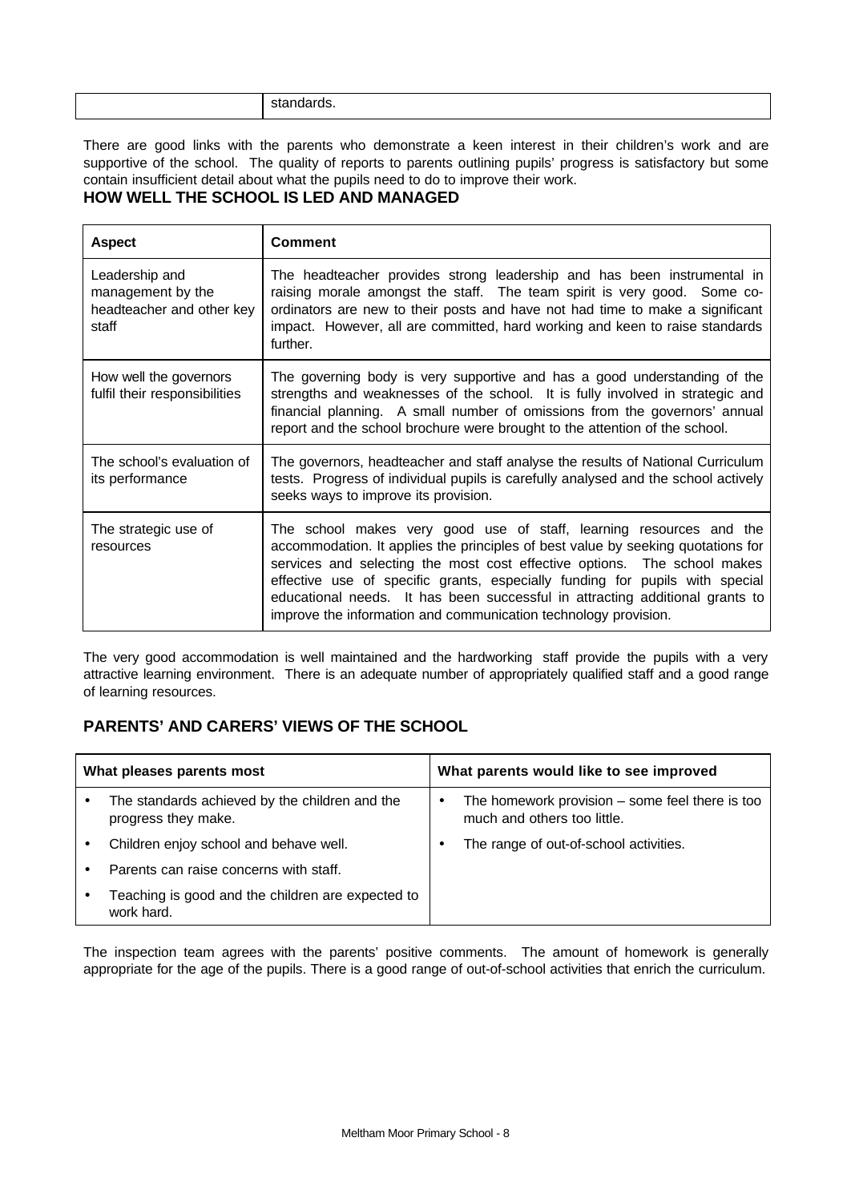| | standards. |
|---|---|

There are good links with the parents who demonstrate a keen interest in their children's work and are supportive of the school. The quality of reports to parents outlining pupils' progress is satisfactory but some contain insufficient detail about what the pupils need to do to improve their work.

## HOW WELL THE SCHOOL IS LED AND MANAGED

| Aspect | Comment |
|---|---|
| Leadership and management by the headteacher and other key staff | The headteacher provides strong leadership and has been instrumental in raising morale amongst the staff. The team spirit is very good. Some co-ordinators are new to their posts and have not had time to make a significant impact. However, all are committed, hard working and keen to raise standards further. |
| How well the governors fulfil their responsibilities | The governing body is very supportive and has a good understanding of the strengths and weaknesses of the school. It is fully involved in strategic and financial planning. A small number of omissions from the governors' annual report and the school brochure were brought to the attention of the school. |
| The school's evaluation of its performance | The governors, headteacher and staff analyse the results of National Curriculum tests. Progress of individual pupils is carefully analysed and the school actively seeks ways to improve its provision. |
| The strategic use of resources | The school makes very good use of staff, learning resources and the accommodation. It applies the principles of best value by seeking quotations for services and selecting the most cost effective options. The school makes effective use of specific grants, especially funding for pupils with special educational needs. It has been successful in attracting additional grants to improve the information and communication technology provision. |

The very good accommodation is well maintained and the hardworking staff provide the pupils with a very attractive learning environment. There is an adequate number of appropriately qualified staff and a good range of learning resources.

## PARENTS' AND CARERS' VIEWS OF THE SCHOOL

| What pleases parents most | What parents would like to see improved |
|---|---|
| • The standards achieved by the children and the progress they make. | • The homework provision – some feel there is too much and others too little. |
| • Children enjoy school and behave well. | • The range of out-of-school activities. |
| • Parents can raise concerns with staff. | |
| • Teaching is good and the children are expected to work hard. | |

The inspection team agrees with the parents' positive comments. The amount of homework is generally appropriate for the age of the pupils. There is a good range of out-of-school activities that enrich the curriculum.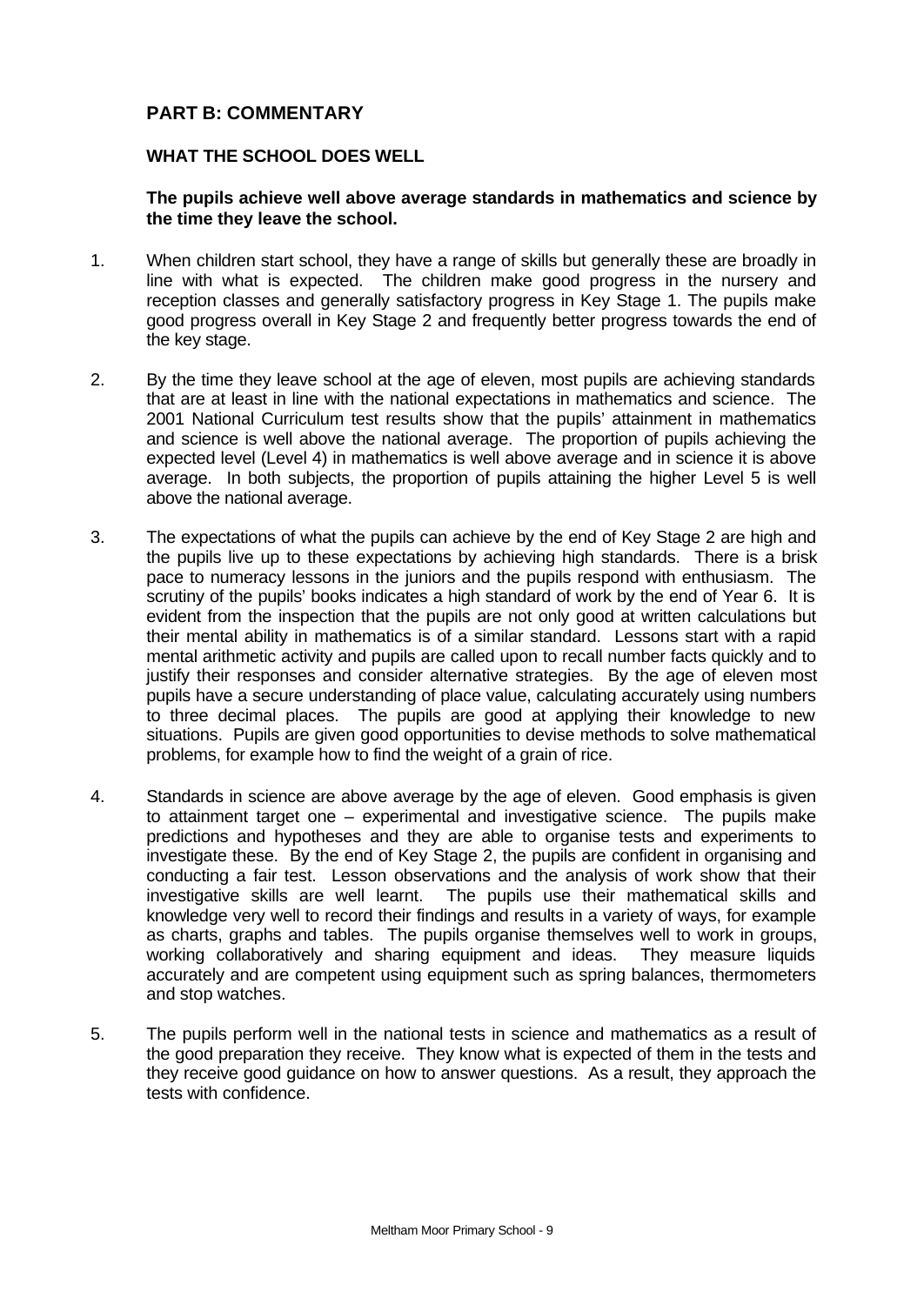## PART B: COMMENTARY

### WHAT THE SCHOOL DOES WELL

**The pupils achieve well above average standards in mathematics and science by the time they leave the school.**

1. When children start school, they have a range of skills but generally these are broadly in line with what is expected. The children make good progress in the nursery and reception classes and generally satisfactory progress in Key Stage 1. The pupils make good progress overall in Key Stage 2 and frequently better progress towards the end of the key stage.

2. By the time they leave school at the age of eleven, most pupils are achieving standards that are at least in line with the national expectations in mathematics and science. The 2001 National Curriculum test results show that the pupils' attainment in mathematics and science is well above the national average. The proportion of pupils achieving the expected level (Level 4) in mathematics is well above average and in science it is above average. In both subjects, the proportion of pupils attaining the higher Level 5 is well above the national average.

3. The expectations of what the pupils can achieve by the end of Key Stage 2 are high and the pupils live up to these expectations by achieving high standards. There is a brisk pace to numeracy lessons in the juniors and the pupils respond with enthusiasm. The scrutiny of the pupils' books indicates a high standard of work by the end of Year 6. It is evident from the inspection that the pupils are not only good at written calculations but their mental ability in mathematics is of a similar standard. Lessons start with a rapid mental arithmetic activity and pupils are called upon to recall number facts quickly and to justify their responses and consider alternative strategies. By the age of eleven most pupils have a secure understanding of place value, calculating accurately using numbers to three decimal places. The pupils are good at applying their knowledge to new situations. Pupils are given good opportunities to devise methods to solve mathematical problems, for example how to find the weight of a grain of rice.

4. Standards in science are above average by the age of eleven. Good emphasis is given to attainment target one – experimental and investigative science. The pupils make predictions and hypotheses and they are able to organise tests and experiments to investigate these. By the end of Key Stage 2, the pupils are confident in organising and conducting a fair test. Lesson observations and the analysis of work show that their investigative skills are well learnt. The pupils use their mathematical skills and knowledge very well to record their findings and results in a variety of ways, for example as charts, graphs and tables. The pupils organise themselves well to work in groups, working collaboratively and sharing equipment and ideas. They measure liquids accurately and are competent using equipment such as spring balances, thermometers and stop watches.

5. The pupils perform well in the national tests in science and mathematics as a result of the good preparation they receive. They know what is expected of them in the tests and they receive good guidance on how to answer questions. As a result, they approach the tests with confidence.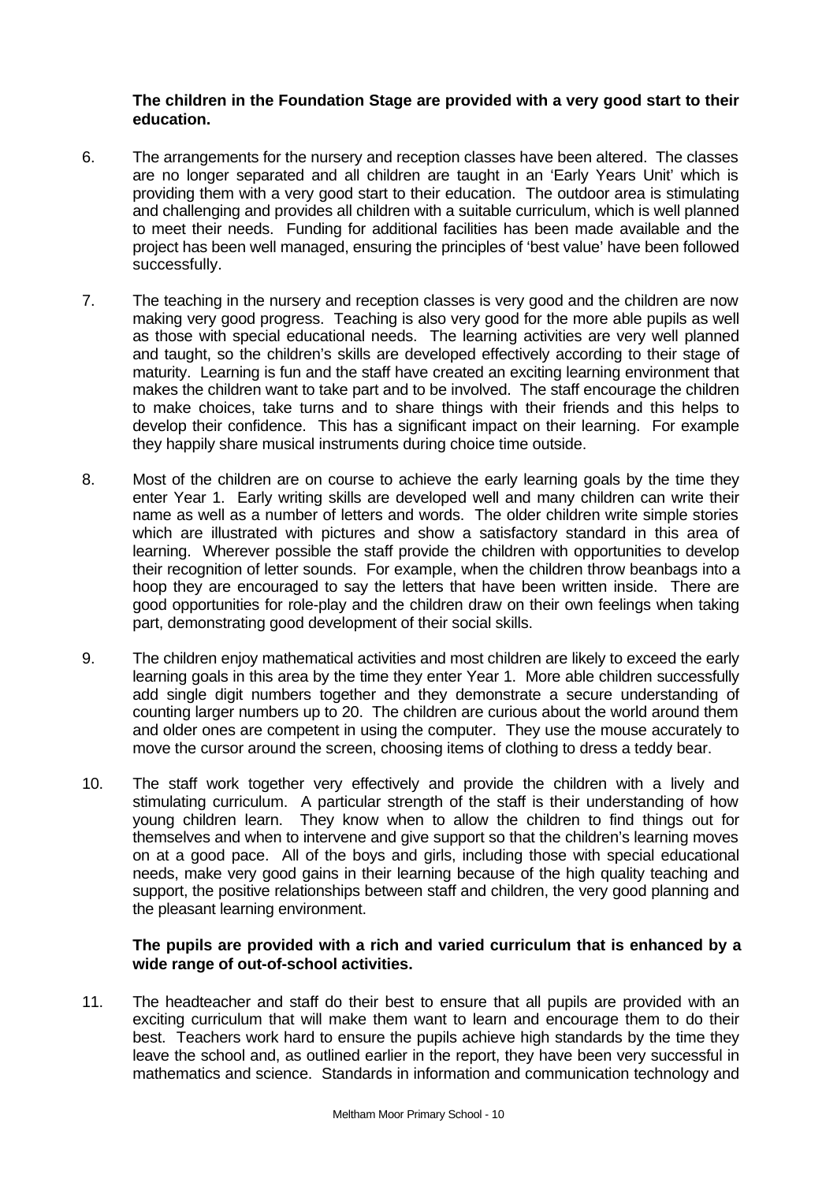**The children in the Foundation Stage are provided with a very good start to their education.**

6. The arrangements for the nursery and reception classes have been altered. The classes are no longer separated and all children are taught in an 'Early Years Unit' which is providing them with a very good start to their education. The outdoor area is stimulating and challenging and provides all children with a suitable curriculum, which is well planned to meet their needs. Funding for additional facilities has been made available and the project has been well managed, ensuring the principles of 'best value' have been followed successfully.

7. The teaching in the nursery and reception classes is very good and the children are now making very good progress. Teaching is also very good for the more able pupils as well as those with special educational needs. The learning activities are very well planned and taught, so the children's skills are developed effectively according to their stage of maturity. Learning is fun and the staff have created an exciting learning environment that makes the children want to take part and to be involved. The staff encourage the children to make choices, take turns and to share things with their friends and this helps to develop their confidence. This has a significant impact on their learning. For example they happily share musical instruments during choice time outside.

8. Most of the children are on course to achieve the early learning goals by the time they enter Year 1. Early writing skills are developed well and many children can write their name as well as a number of letters and words. The older children write simple stories which are illustrated with pictures and show a satisfactory standard in this area of learning. Wherever possible the staff provide the children with opportunities to develop their recognition of letter sounds. For example, when the children throw beanbags into a hoop they are encouraged to say the letters that have been written inside. There are good opportunities for role-play and the children draw on their own feelings when taking part, demonstrating good development of their social skills.

9. The children enjoy mathematical activities and most children are likely to exceed the early learning goals in this area by the time they enter Year 1. More able children successfully add single digit numbers together and they demonstrate a secure understanding of counting larger numbers up to 20. The children are curious about the world around them and older ones are competent in using the computer. They use the mouse accurately to move the cursor around the screen, choosing items of clothing to dress a teddy bear.

10. The staff work together very effectively and provide the children with a lively and stimulating curriculum. A particular strength of the staff is their understanding of how young children learn. They know when to allow the children to find things out for themselves and when to intervene and give support so that the children's learning moves on at a good pace. All of the boys and girls, including those with special educational needs, make very good gains in their learning because of the high quality teaching and support, the positive relationships between staff and children, the very good planning and the pleasant learning environment.

**The pupils are provided with a rich and varied curriculum that is enhanced by a wide range of out-of-school activities.**

11. The headteacher and staff do their best to ensure that all pupils are provided with an exciting curriculum that will make them want to learn and encourage them to do their best. Teachers work hard to ensure the pupils achieve high standards by the time they leave the school and, as outlined earlier in the report, they have been very successful in mathematics and science. Standards in information and communication technology and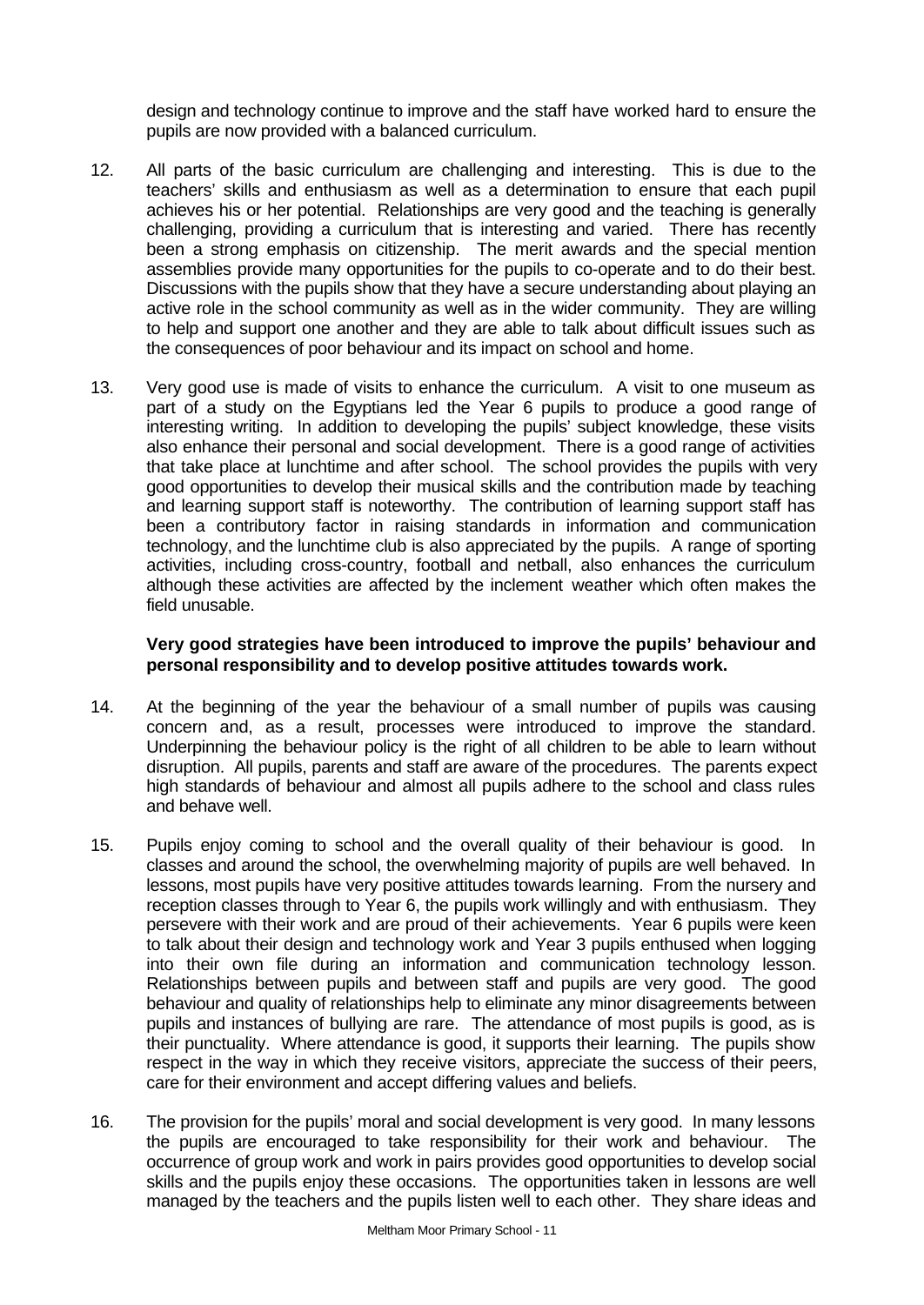design and technology continue to improve and the staff have worked hard to ensure the pupils are now provided with a balanced curriculum.

12. All parts of the basic curriculum are challenging and interesting. This is due to the teachers' skills and enthusiasm as well as a determination to ensure that each pupil achieves his or her potential. Relationships are very good and the teaching is generally challenging, providing a curriculum that is interesting and varied. There has recently been a strong emphasis on citizenship. The merit awards and the special mention assemblies provide many opportunities for the pupils to co-operate and to do their best. Discussions with the pupils show that they have a secure understanding about playing an active role in the school community as well as in the wider community. They are willing to help and support one another and they are able to talk about difficult issues such as the consequences of poor behaviour and its impact on school and home.

13. Very good use is made of visits to enhance the curriculum. A visit to one museum as part of a study on the Egyptians led the Year 6 pupils to produce a good range of interesting writing. In addition to developing the pupils' subject knowledge, these visits also enhance their personal and social development. There is a good range of activities that take place at lunchtime and after school. The school provides the pupils with very good opportunities to develop their musical skills and the contribution made by teaching and learning support staff is noteworthy. The contribution of learning support staff has been a contributory factor in raising standards in information and communication technology, and the lunchtime club is also appreciated by the pupils. A range of sporting activities, including cross-country, football and netball, also enhances the curriculum although these activities are affected by the inclement weather which often makes the field unusable.

**Very good strategies have been introduced to improve the pupils' behaviour and personal responsibility and to develop positive attitudes towards work.**

14. At the beginning of the year the behaviour of a small number of pupils was causing concern and, as a result, processes were introduced to improve the standard. Underpinning the behaviour policy is the right of all children to be able to learn without disruption. All pupils, parents and staff are aware of the procedures. The parents expect high standards of behaviour and almost all pupils adhere to the school and class rules and behave well.

15. Pupils enjoy coming to school and the overall quality of their behaviour is good. In classes and around the school, the overwhelming majority of pupils are well behaved. In lessons, most pupils have very positive attitudes towards learning. From the nursery and reception classes through to Year 6, the pupils work willingly and with enthusiasm. They persevere with their work and are proud of their achievements. Year 6 pupils were keen to talk about their design and technology work and Year 3 pupils enthused when logging into their own file during an information and communication technology lesson. Relationships between pupils and between staff and pupils are very good. The good behaviour and quality of relationships help to eliminate any minor disagreements between pupils and instances of bullying are rare. The attendance of most pupils is good, as is their punctuality. Where attendance is good, it supports their learning. The pupils show respect in the way in which they receive visitors, appreciate the success of their peers, care for their environment and accept differing values and beliefs.

16. The provision for the pupils' moral and social development is very good. In many lessons the pupils are encouraged to take responsibility for their work and behaviour. The occurrence of group work and work in pairs provides good opportunities to develop social skills and the pupils enjoy these occasions. The opportunities taken in lessons are well managed by the teachers and the pupils listen well to each other. They share ideas and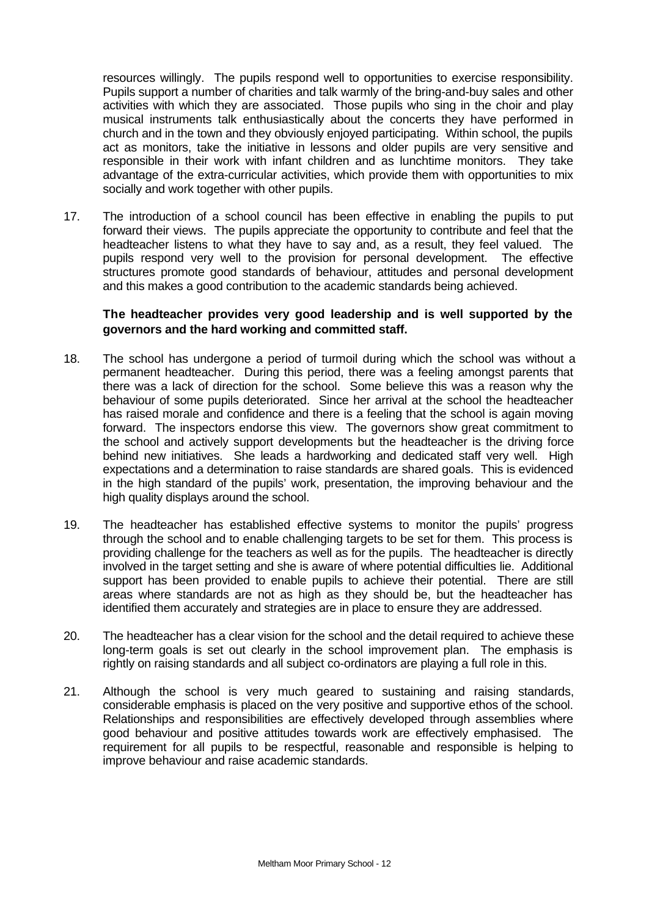resources willingly. The pupils respond well to opportunities to exercise responsibility. Pupils support a number of charities and talk warmly of the bring-and-buy sales and other activities with which they are associated. Those pupils who sing in the choir and play musical instruments talk enthusiastically about the concerts they have performed in church and in the town and they obviously enjoyed participating. Within school, the pupils act as monitors, take the initiative in lessons and older pupils are very sensitive and responsible in their work with infant children and as lunchtime monitors. They take advantage of the extra-curricular activities, which provide them with opportunities to mix socially and work together with other pupils.

17. The introduction of a school council has been effective in enabling the pupils to put forward their views. The pupils appreciate the opportunity to contribute and feel that the headteacher listens to what they have to say and, as a result, they feel valued. The pupils respond very well to the provision for personal development. The effective structures promote good standards of behaviour, attitudes and personal development and this makes a good contribution to the academic standards being achieved.

**The headteacher provides very good leadership and is well supported by the governors and the hard working and committed staff.**

18. The school has undergone a period of turmoil during which the school was without a permanent headteacher. During this period, there was a feeling amongst parents that there was a lack of direction for the school. Some believe this was a reason why the behaviour of some pupils deteriorated. Since her arrival at the school the headteacher has raised morale and confidence and there is a feeling that the school is again moving forward. The inspectors endorse this view. The governors show great commitment to the school and actively support developments but the headteacher is the driving force behind new initiatives. She leads a hardworking and dedicated staff very well. High expectations and a determination to raise standards are shared goals. This is evidenced in the high standard of the pupils' work, presentation, the improving behaviour and the high quality displays around the school.

19. The headteacher has established effective systems to monitor the pupils' progress through the school and to enable challenging targets to be set for them. This process is providing challenge for the teachers as well as for the pupils. The headteacher is directly involved in the target setting and she is aware of where potential difficulties lie. Additional support has been provided to enable pupils to achieve their potential. There are still areas where standards are not as high as they should be, but the headteacher has identified them accurately and strategies are in place to ensure they are addressed.

20. The headteacher has a clear vision for the school and the detail required to achieve these long-term goals is set out clearly in the school improvement plan. The emphasis is rightly on raising standards and all subject co-ordinators are playing a full role in this.

21. Although the school is very much geared to sustaining and raising standards, considerable emphasis is placed on the very positive and supportive ethos of the school. Relationships and responsibilities are effectively developed through assemblies where good behaviour and positive attitudes towards work are effectively emphasised. The requirement for all pupils to be respectful, reasonable and responsible is helping to improve behaviour and raise academic standards.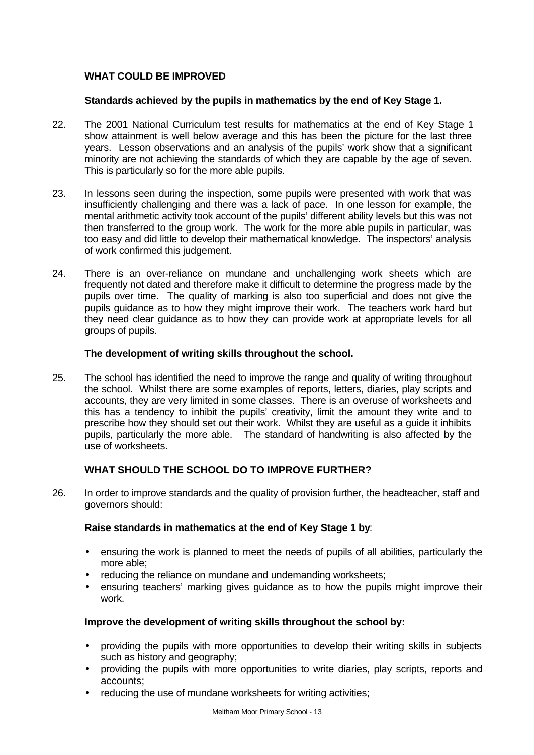## WHAT COULD BE IMPROVED

**Standards achieved by the pupils in mathematics by the end of Key Stage 1.**

22. The 2001 National Curriculum test results for mathematics at the end of Key Stage 1 show attainment is well below average and this has been the picture for the last three years. Lesson observations and an analysis of the pupils' work show that a significant minority are not achieving the standards of which they are capable by the age of seven. This is particularly so for the more able pupils.

23. In lessons seen during the inspection, some pupils were presented with work that was insufficiently challenging and there was a lack of pace. In one lesson for example, the mental arithmetic activity took account of the pupils' different ability levels but this was not then transferred to the group work. The work for the more able pupils in particular, was too easy and did little to develop their mathematical knowledge. The inspectors' analysis of work confirmed this judgement.

24. There is an over-reliance on mundane and unchallenging work sheets which are frequently not dated and therefore make it difficult to determine the progress made by the pupils over time. The quality of marking is also too superficial and does not give the pupils guidance as to how they might improve their work. The teachers work hard but they need clear guidance as to how they can provide work at appropriate levels for all groups of pupils.

**The development of writing skills throughout the school.**

25. The school has identified the need to improve the range and quality of writing throughout the school. Whilst there are some examples of reports, letters, diaries, play scripts and accounts, they are very limited in some classes. There is an overuse of worksheets and this has a tendency to inhibit the pupils' creativity, limit the amount they write and to prescribe how they should set out their work. Whilst they are useful as a guide it inhibits pupils, particularly the more able. The standard of handwriting is also affected by the use of worksheets.

## WHAT SHOULD THE SCHOOL DO TO IMPROVE FURTHER?

26. In order to improve standards and the quality of provision further, the headteacher, staff and governors should:

**Raise standards in mathematics at the end of Key Stage 1 by**:

- ensuring the work is planned to meet the needs of pupils of all abilities, particularly the more able;
- reducing the reliance on mundane and undemanding worksheets;
- ensuring teachers' marking gives guidance as to how the pupils might improve their work.

**Improve the development of writing skills throughout the school by:**

- providing the pupils with more opportunities to develop their writing skills in subjects such as history and geography;
- providing the pupils with more opportunities to write diaries, play scripts, reports and accounts;
- reducing the use of mundane worksheets for writing activities;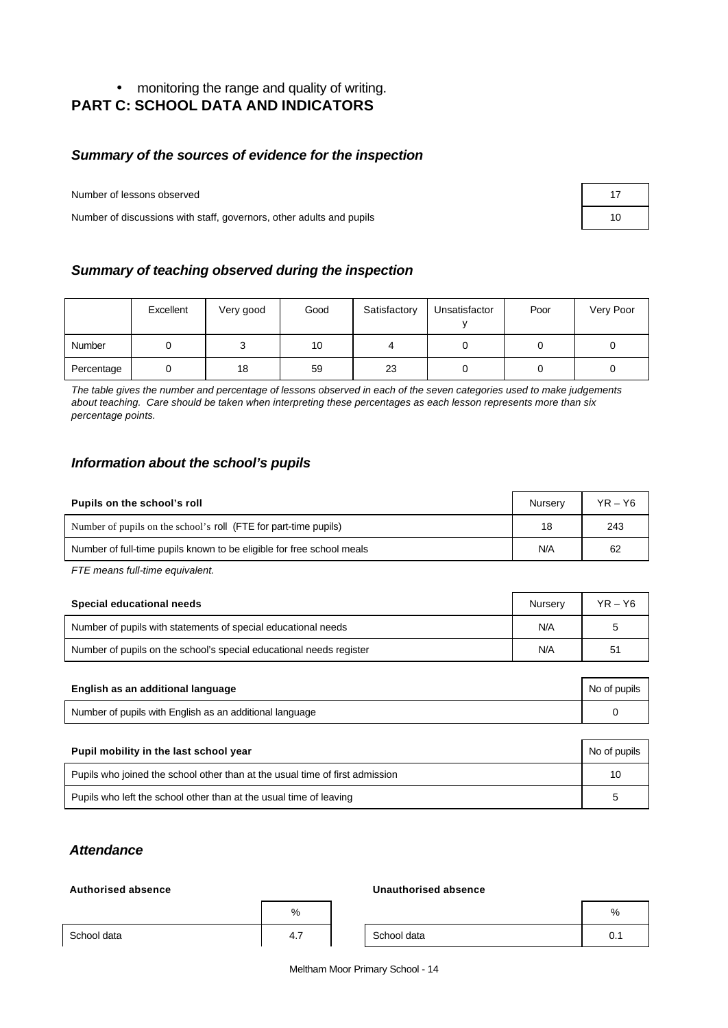- monitoring the range and quality of writing.

# PART C: SCHOOL DATA AND INDICATORS

### *Summary of the sources of evidence for the inspection*

| | |
|---|---|
| Number of lessons observed | 17 |
| Number of discussions with staff, governors, other adults and pupils | 10 |

### *Summary of teaching observed during the inspection*

| | Excellent | Very good | Good | Satisfactory | Unsatisfactory | Poor | Very Poor |
|---|---|---|---|---|---|---|---|
| Number | 0 | 3 | 10 | 4 | 0 | 0 | 0 |
| Percentage | 0 | 18 | 59 | 23 | 0 | 0 | 0 |

*The table gives the number and percentage of lessons observed in each of the seven categories used to make judgements about teaching. Care should be taken when interpreting these percentages as each lesson represents more than six percentage points.*

### *Information about the school's pupils*

| Pupils on the school's roll | Nursery | YR – Y6 |
|---|---|---|
| Number of pupils on the school's roll (FTE for part-time pupils) | 18 | 243 |
| Number of full-time pupils known to be eligible for free school meals | N/A | 62 |

*FTE means full-time equivalent.*

| Special educational needs | Nursery | YR – Y6 |
|---|---|---|
| Number of pupils with statements of special educational needs | N/A | 5 |
| Number of pupils on the school's special educational needs register | N/A | 51 |

| English as an additional language | No of pupils |
|---|---|
| Number of pupils with English as an additional language | 0 |

| Pupil mobility in the last school year | No of pupils |
|---|---|
| Pupils who joined the school other than at the usual time of first admission | 10 |
| Pupils who left the school other than at the usual time of leaving | 5 |

### *Attendance*

**Authorised absence**

| | % |
|---|---|
| School data | 4.7 |

**Unauthorised absence**

| | % |
|---|---|
| School data | 0.1 |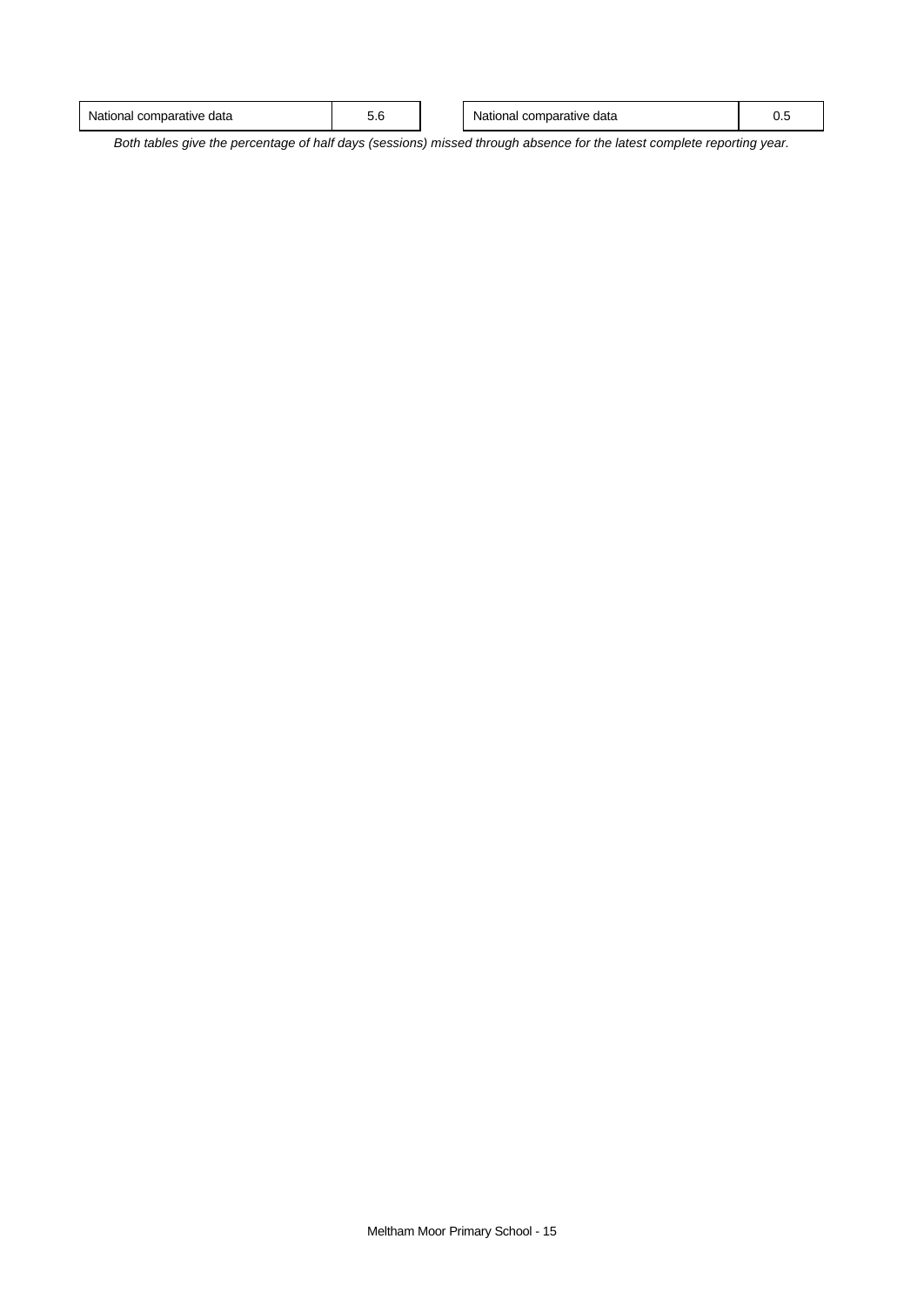| National comparative data | 5.6 |
| --- | --- |

| National comparative data | 0.5 |
| --- | --- |

*Both tables give the percentage of half days (sessions) missed through absence for the latest complete reporting year.*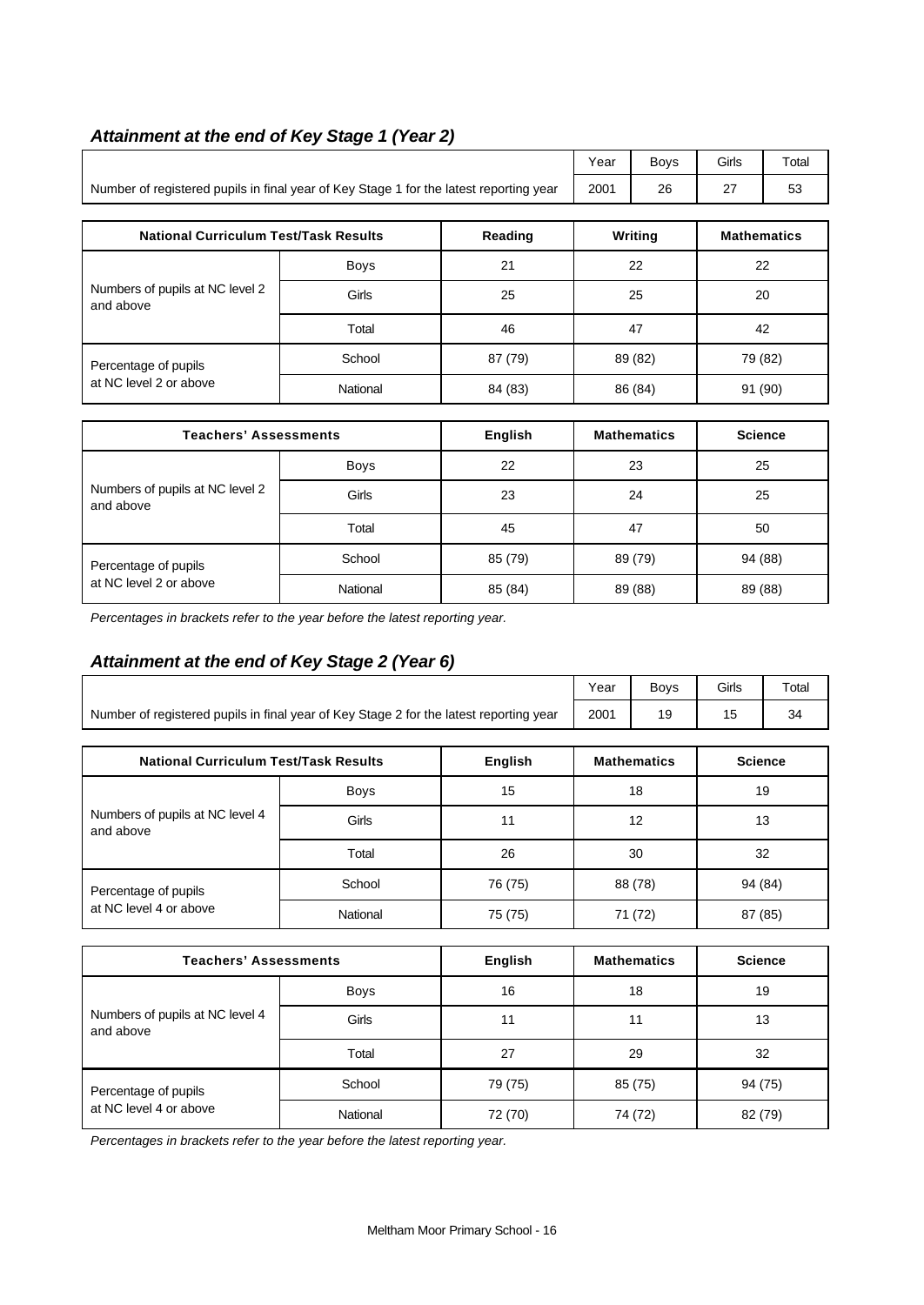## *Attainment at the end of Key Stage 1 (Year 2)*

| | Year | Boys | Girls | Total |
|---|---|---|---|---|
| Number of registered pupils in final year of Key Stage 1 for the latest reporting year | 2001 | 26 | 27 | 53 |

| National Curriculum Test/Task Results | | Reading | Writing | Mathematics |
|---|---|---|---|---|
| Numbers of pupils at NC level 2 and above | Boys | 21 | 22 | 22 |
| | Girls | 25 | 25 | 20 |
| | Total | 46 | 47 | 42 |
| Percentage of pupils at NC level 2 or above | School | 87 (79) | 89 (82) | 79 (82) |
| | National | 84 (83) | 86 (84) | 91 (90) |

| Teachers' Assessments | | English | Mathematics | Science |
|---|---|---|---|---|
| Numbers of pupils at NC level 2 and above | Boys | 22 | 23 | 25 |
| | Girls | 23 | 24 | 25 |
| | Total | 45 | 47 | 50 |
| Percentage of pupils at NC level 2 or above | School | 85 (79) | 89 (79) | 94 (88) |
| | National | 85 (84) | 89 (88) | 89 (88) |

*Percentages in brackets refer to the year before the latest reporting year.*

## *Attainment at the end of Key Stage 2 (Year 6)*

| | Year | Boys | Girls | Total |
|---|---|---|---|---|
| Number of registered pupils in final year of Key Stage 2 for the latest reporting year | 2001 | 19 | 15 | 34 |

| National Curriculum Test/Task Results | | English | Mathematics | Science |
|---|---|---|---|---|
| Numbers of pupils at NC level 4 and above | Boys | 15 | 18 | 19 |
| | Girls | 11 | 12 | 13 |
| | Total | 26 | 30 | 32 |
| Percentage of pupils at NC level 4 or above | School | 76 (75) | 88 (78) | 94 (84) |
| | National | 75 (75) | 71 (72) | 87 (85) |

| Teachers' Assessments | | English | Mathematics | Science |
|---|---|---|---|---|
| Numbers of pupils at NC level 4 and above | Boys | 16 | 18 | 19 |
| | Girls | 11 | 11 | 13 |
| | Total | 27 | 29 | 32 |
| Percentage of pupils at NC level 4 or above | School | 79 (75) | 85 (75) | 94 (75) |
| | National | 72 (70) | 74 (72) | 82 (79) |

*Percentages in brackets refer to the year before the latest reporting year.*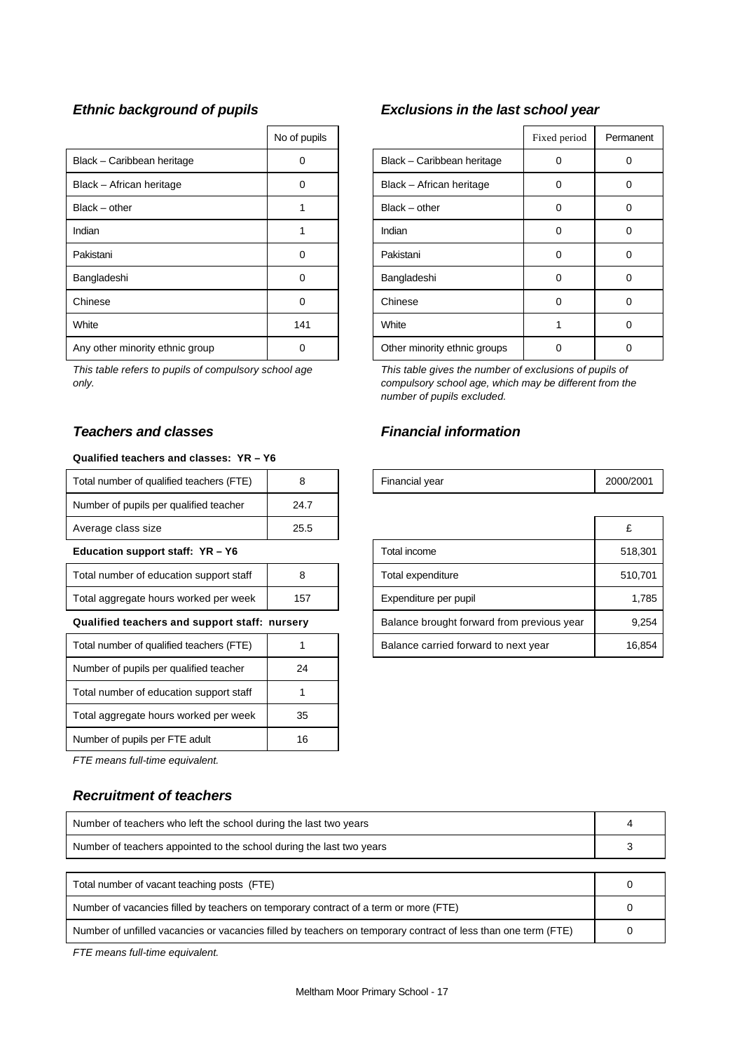### *Ethnic background of pupils*

| | No of pupils |
|---|---|
| Black – Caribbean heritage | 0 |
| Black – African heritage | 0 |
| Black – other | 1 |
| Indian | 1 |
| Pakistani | 0 |
| Bangladeshi | 0 |
| Chinese | 0 |
| White | 141 |
| Any other minority ethnic group | 0 |

*This table refers to pupils of compulsory school age only.*

### *Exclusions in the last school year*

| | Fixed period | Permanent |
|---|---|---|
| Black – Caribbean heritage | 0 | 0 |
| Black – African heritage | 0 | 0 |
| Black – other | 0 | 0 |
| Indian | 0 | 0 |
| Pakistani | 0 | 0 |
| Bangladeshi | 0 | 0 |
| Chinese | 0 | 0 |
| White | 1 | 0 |
| Other minority ethnic groups | 0 | 0 |

*This table gives the number of exclusions of pupils of compulsory school age, which may be different from the number of pupils excluded.*

### *Teachers and classes*

**Qualified teachers and classes: YR – Y6**

| | |
|---|---|
| Total number of qualified teachers (FTE) | 8 |
| Number of pupils per qualified teacher | 24.7 |
| Average class size | 25.5 |

**Education support staff: YR – Y6**

| | |
|---|---|
| Total number of education support staff | 8 |
| Total aggregate hours worked per week | 157 |

**Qualified teachers and support staff: nursery**

| | |
|---|---|
| Total number of qualified teachers (FTE) | 1 |
| Number of pupils per qualified teacher | 24 |
| Total number of education support staff | 1 |
| Total aggregate hours worked per week | 35 |
| Number of pupils per FTE adult | 16 |

*FTE means full-time equivalent.*

### *Financial information*

| | |
|---|---|
| Financial year | 2000/2001 |

| | £ |
|---|---|
| Total income | 518,301 |
| Total expenditure | 510,701 |
| Expenditure per pupil | 1,785 |
| Balance brought forward from previous year | 9,254 |
| Balance carried forward to next year | 16,854 |

### *Recruitment of teachers*

| | |
|---|---|
| Number of teachers who left the school during the last two years | 4 |
| Number of teachers appointed to the school during the last two years | 3 |

| | |
|---|---|
| Total number of vacant teaching posts (FTE) | 0 |
| Number of vacancies filled by teachers on temporary contract of a term or more (FTE) | 0 |
| Number of unfilled vacancies or vacancies filled by teachers on temporary contract of less than one term (FTE) | 0 |

*FTE means full-time equivalent.*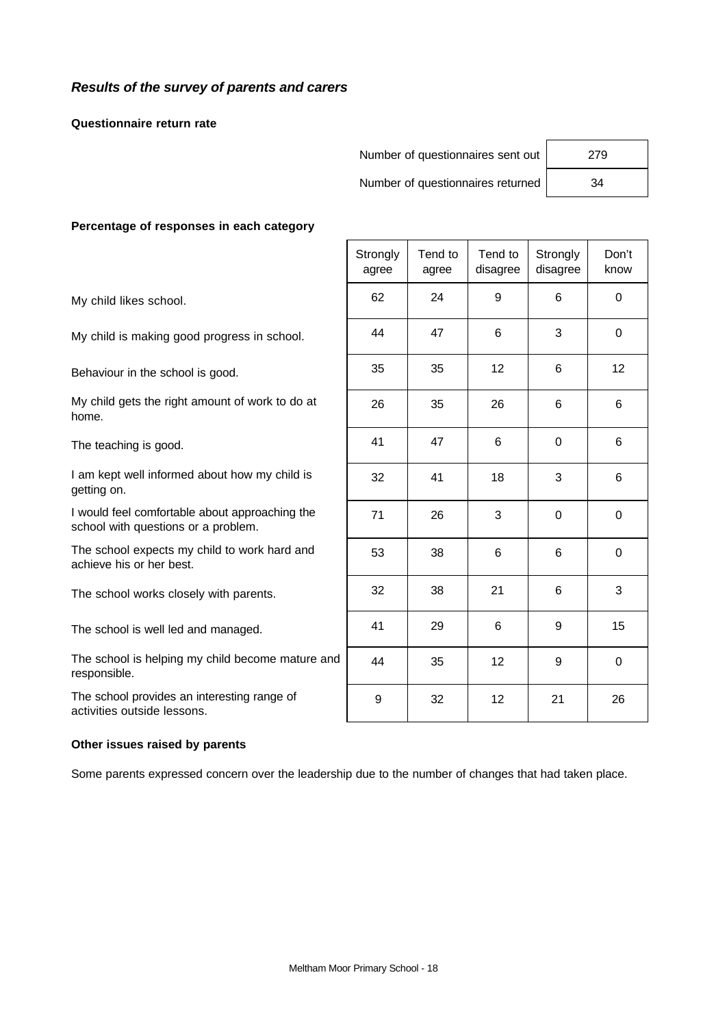## *Results of the survey of parents and carers*

**Questionnaire return rate**

| | |
|---|---|
| Number of questionnaires sent out | 279 |
| Number of questionnaires returned | 34 |

**Percentage of responses in each category**

| | Strongly agree | Tend to agree | Tend to disagree | Strongly disagree | Don't know |
|---|---|---|---|---|---|
| My child likes school. | 62 | 24 | 9 | 6 | 0 |
| My child is making good progress in school. | 44 | 47 | 6 | 3 | 0 |
| Behaviour in the school is good. | 35 | 35 | 12 | 6 | 12 |
| My child gets the right amount of work to do at home. | 26 | 35 | 26 | 6 | 6 |
| The teaching is good. | 41 | 47 | 6 | 0 | 6 |
| I am kept well informed about how my child is getting on. | 32 | 41 | 18 | 3 | 6 |
| I would feel comfortable about approaching the school with questions or a problem. | 71 | 26 | 3 | 0 | 0 |
| The school expects my child to work hard and achieve his or her best. | 53 | 38 | 6 | 6 | 0 |
| The school works closely with parents. | 32 | 38 | 21 | 6 | 3 |
| The school is well led and managed. | 41 | 29 | 6 | 9 | 15 |
| The school is helping my child become mature and responsible. | 44 | 35 | 12 | 9 | 0 |
| The school provides an interesting range of activities outside lessons. | 9 | 32 | 12 | 21 | 26 |

**Other issues raised by parents**

Some parents expressed concern over the leadership due to the number of changes that had taken place.